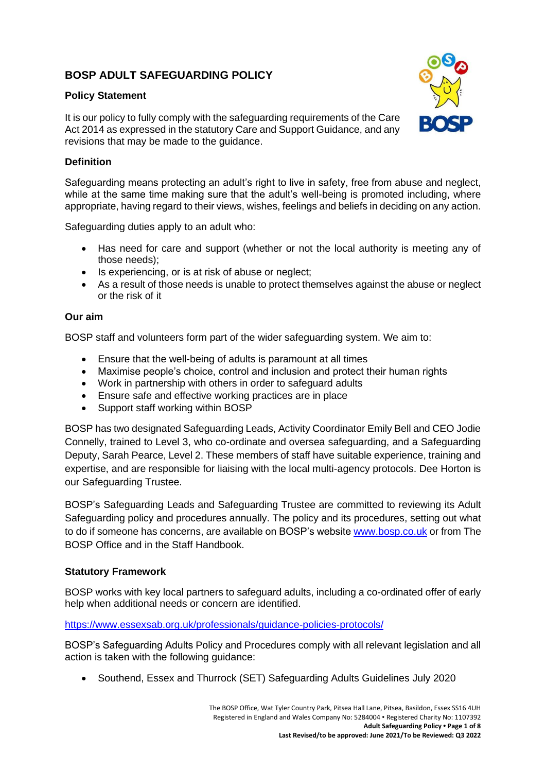# BOSP ADULT SAFEGUARDING POLICY

## Policy Statement

It is our policy to fully comply with the safeguarding requirements of the Care Act 2014 as expressed in the statutory Care and Support Guidance, and any revisions that may be made to the guidance.

## Definition

Safeguarding means protecting an adult's right to live in safety, free from abuse and neglect, while at the same time making sure that the adult's well-being is promoted including, where appropriate, having regard to their views, wishes, feelings and beliefs in deciding on any action.

Safeguarding duties apply to an adult who:

- Has need for care and support (whether or not the local authority is meeting any of those needs);
- Is experiencing, or is at risk of abuse or neglect;
- As a result of those needs is unable to protect themselves against the abuse or neglect or the risk of it

## Our aim

BOSP staff and volunteers form part of the wider safeguarding system. We aim to:

- Ensure that the well-being of adults is paramount at all times
- Maximise people's choice, control and inclusion and protect their human rights
- Work in partnership with others in order to safeguard adults
- Ensure safe and effective working practices are in place
- Support staff working within BOSP

BOSP has two designated Safeguarding Leads, Activity Coordinator Emily Bell and CEO Jodie Connelly, trained to Level 3, who co-ordinate and oversea safeguarding, and a Safeguarding Deputy, Sarah Pearce, Level 2. These members of staff have suitable experience, training and expertise, and are responsible for liaising with the local multi-agency protocols. Dee Horton is our Safeguarding Trustee.

BOSP's Safeguarding Leads and Safeguarding Trustee are committed to reviewing its Adult Safeguarding policy and procedures annually. The policy and its procedures, setting out what to do if someone has concerns, are available on BOSP's website [www.bosp.co.uk](http://www.bosp.co.uk) or from The BOSP Office and in the Staff Handbook.

## Statutory Framework

BOSP works with key local partners to safeguard adults, including a co-ordinated offer of early help when additional needs or concern are identified.

https://www.essexsab.org.uk/professionals/guidance-policies-protocols/

BOSP's Safeguarding Adults Policy and Procedures comply with all relevant legislation and all action is taken with the following guidance:

- Southend, Essex and Thurrock (SET) Safeguarding Adults Guidelines July 2020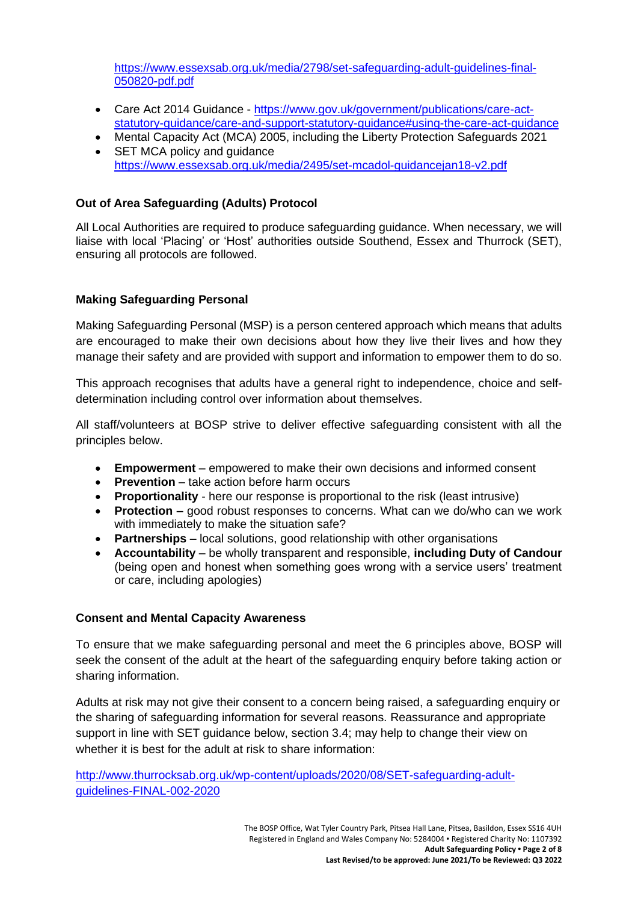https://www.essexsab.org.uk/media/2798/set-safeguarding-adult-guidelines-final-050820-pdf.pdf

- Care Act 2014 Guidance - https://www.gov.uk/government/publications/care-act-statutory-guidance/care-and-support-statutory-guidance#using-the-care-act-guidance
- Mental Capacity Act (MCA) 2005, including the Liberty Protection Safeguards 2021
- SET MCA policy and guidance https://www.essexsab.org.uk/media/2495/set-mcadol-guidancejan18-v2.pdf

**Out of Area Safeguarding (Adults) Protocol**

All Local Authorities are required to produce safeguarding guidance. When necessary, we will liaise with local 'Placing' or 'Host' authorities outside Southend, Essex and Thurrock (SET), ensuring all protocols are followed.

**Making Safeguarding Personal**

Making Safeguarding Personal (MSP) is a person centered approach which means that adults are encouraged to make their own decisions about how they live their lives and how they manage their safety and are provided with support and information to empower them to do so.

This approach recognises that adults have a general right to independence, choice and self-determination including control over information about themselves.

All staff/volunteers at BOSP strive to deliver effective safeguarding consistent with all the principles below.

- **Empowerment** – empowered to make their own decisions and informed consent
- **Prevention** – take action before harm occurs
- **Proportionality** - here our response is proportional to the risk (least intrusive)
- **Protection –** good robust responses to concerns. What can we do/who can we work with immediately to make the situation safe?
- **Partnerships –** local solutions, good relationship with other organisations
- **Accountability** – be wholly transparent and responsible, **including Duty of Candour** (being open and honest when something goes wrong with a service users' treatment or care, including apologies)

**Consent and Mental Capacity Awareness**

To ensure that we make safeguarding personal and meet the 6 principles above, BOSP will seek the consent of the adult at the heart of the safeguarding enquiry before taking action or sharing information.

Adults at risk may not give their consent to a concern being raised, a safeguarding enquiry or the sharing of safeguarding information for several reasons. Reassurance and appropriate support in line with SET guidance below, section 3.4; may help to change their view on whether it is best for the adult at risk to share information:

http://www.thurrocksab.org.uk/wp-content/uploads/2020/08/SET-safeguarding-adult-guidelines-FINAL-002-2020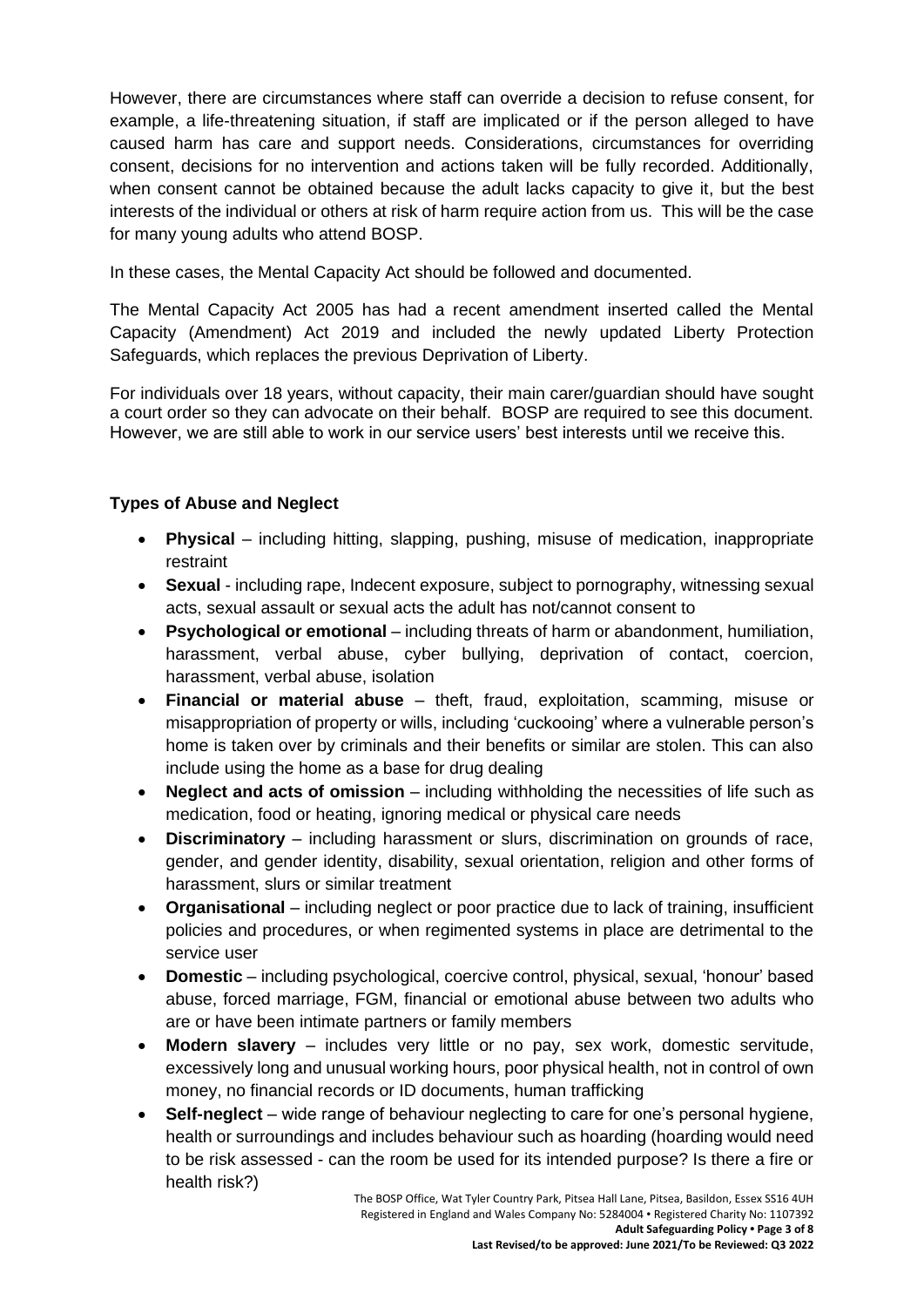However, there are circumstances where staff can override a decision to refuse consent, for example, a life-threatening situation, if staff are implicated or if the person alleged to have caused harm has care and support needs. Considerations, circumstances for overriding consent, decisions for no intervention and actions taken will be fully recorded. Additionally, when consent cannot be obtained because the adult lacks capacity to give it, but the best interests of the individual or others at risk of harm require action from us. This will be the case for many young adults who attend BOSP.

In these cases, the Mental Capacity Act should be followed and documented.

The Mental Capacity Act 2005 has had a recent amendment inserted called the Mental Capacity (Amendment) Act 2019 and included the newly updated Liberty Protection Safeguards, which replaces the previous Deprivation of Liberty.

For individuals over 18 years, without capacity, their main carer/guardian should have sought a court order so they can advocate on their behalf. BOSP are required to see this document. However, we are still able to work in our service users' best interests until we receive this.

**Types of Abuse and Neglect**

- **Physical** – including hitting, slapping, pushing, misuse of medication, inappropriate restraint
- **Sexual** - including rape, Indecent exposure, subject to pornography, witnessing sexual acts, sexual assault or sexual acts the adult has not/cannot consent to
- **Psychological or emotional** – including threats of harm or abandonment, humiliation, harassment, verbal abuse, cyber bullying, deprivation of contact, coercion, harassment, verbal abuse, isolation
- **Financial or material abuse** – theft, fraud, exploitation, scamming, misuse or misappropriation of property or wills, including 'cuckooing' where a vulnerable person's home is taken over by criminals and their benefits or similar are stolen. This can also include using the home as a base for drug dealing
- **Neglect and acts of omission** – including withholding the necessities of life such as medication, food or heating, ignoring medical or physical care needs
- **Discriminatory** – including harassment or slurs, discrimination on grounds of race, gender, and gender identity, disability, sexual orientation, religion and other forms of harassment, slurs or similar treatment
- **Organisational** – including neglect or poor practice due to lack of training, insufficient policies and procedures, or when regimented systems in place are detrimental to the service user
- **Domestic** – including psychological, coercive control, physical, sexual, 'honour' based abuse, forced marriage, FGM, financial or emotional abuse between two adults who are or have been intimate partners or family members
- **Modern slavery** – includes very little or no pay, sex work, domestic servitude, excessively long and unusual working hours, poor physical health, not in control of own money, no financial records or ID documents, human trafficking
- **Self-neglect** – wide range of behaviour neglecting to care for one's personal hygiene, health or surroundings and includes behaviour such as hoarding (hoarding would need to be risk assessed - can the room be used for its intended purpose? Is there a fire or health risk?)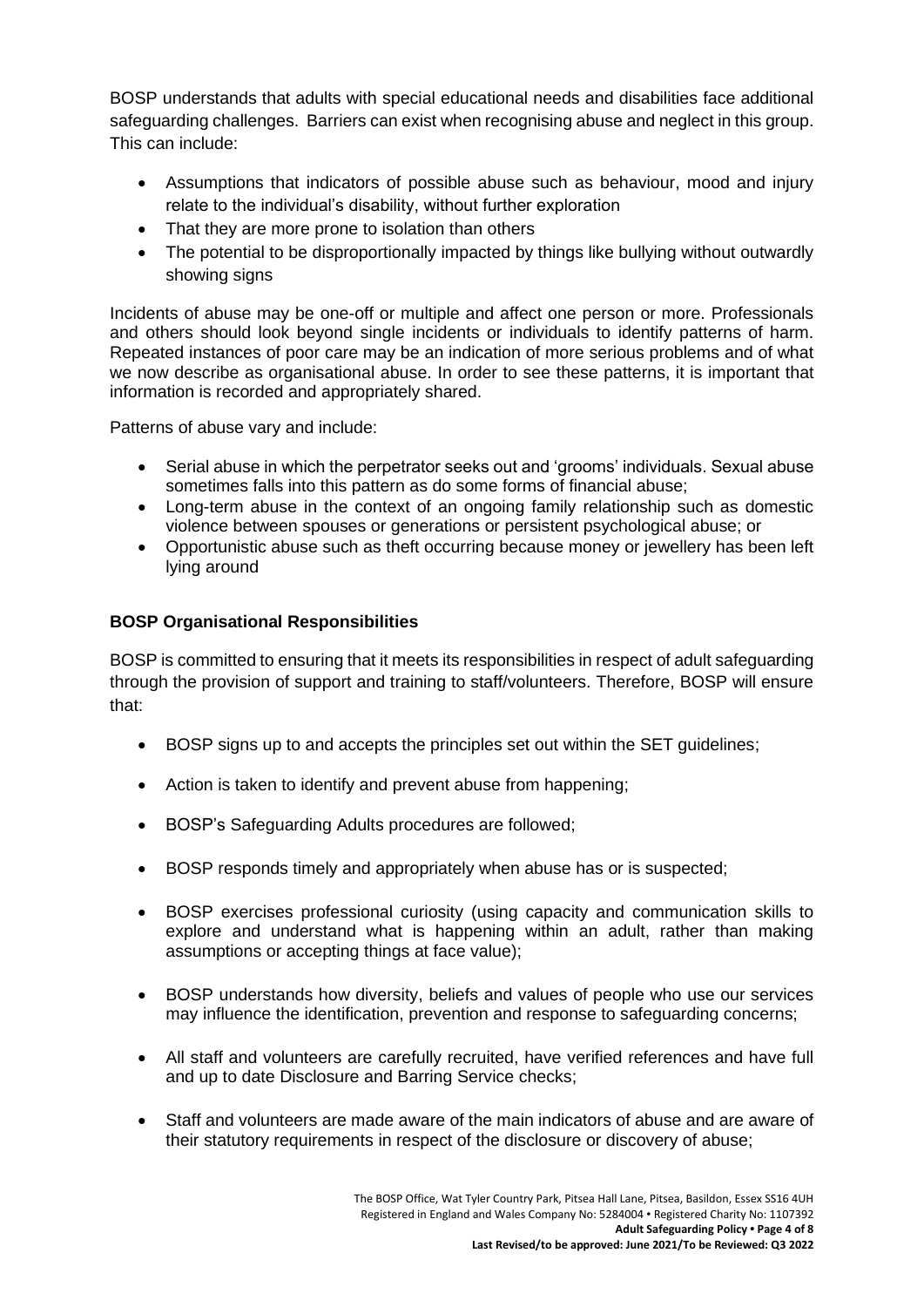BOSP understands that adults with special educational needs and disabilities face additional safeguarding challenges. Barriers can exist when recognising abuse and neglect in this group. This can include:

- Assumptions that indicators of possible abuse such as behaviour, mood and injury relate to the individual's disability, without further exploration
- That they are more prone to isolation than others
- The potential to be disproportionally impacted by things like bullying without outwardly showing signs

Incidents of abuse may be one-off or multiple and affect one person or more. Professionals and others should look beyond single incidents or individuals to identify patterns of harm. Repeated instances of poor care may be an indication of more serious problems and of what we now describe as organisational abuse. In order to see these patterns, it is important that information is recorded and appropriately shared.

Patterns of abuse vary and include:

- Serial abuse in which the perpetrator seeks out and 'grooms' individuals. Sexual abuse sometimes falls into this pattern as do some forms of financial abuse;
- Long-term abuse in the context of an ongoing family relationship such as domestic violence between spouses or generations or persistent psychological abuse; or
- Opportunistic abuse such as theft occurring because money or jewellery has been left lying around

**BOSP Organisational Responsibilities**

BOSP is committed to ensuring that it meets its responsibilities in respect of adult safeguarding through the provision of support and training to staff/volunteers. Therefore, BOSP will ensure that:

- BOSP signs up to and accepts the principles set out within the SET guidelines;
- Action is taken to identify and prevent abuse from happening;
- BOSP's Safeguarding Adults procedures are followed;
- BOSP responds timely and appropriately when abuse has or is suspected;
- BOSP exercises professional curiosity (using capacity and communication skills to explore and understand what is happening within an adult, rather than making assumptions or accepting things at face value);
- BOSP understands how diversity, beliefs and values of people who use our services may influence the identification, prevention and response to safeguarding concerns;
- All staff and volunteers are carefully recruited, have verified references and have full and up to date Disclosure and Barring Service checks;
- Staff and volunteers are made aware of the main indicators of abuse and are aware of their statutory requirements in respect of the disclosure or discovery of abuse;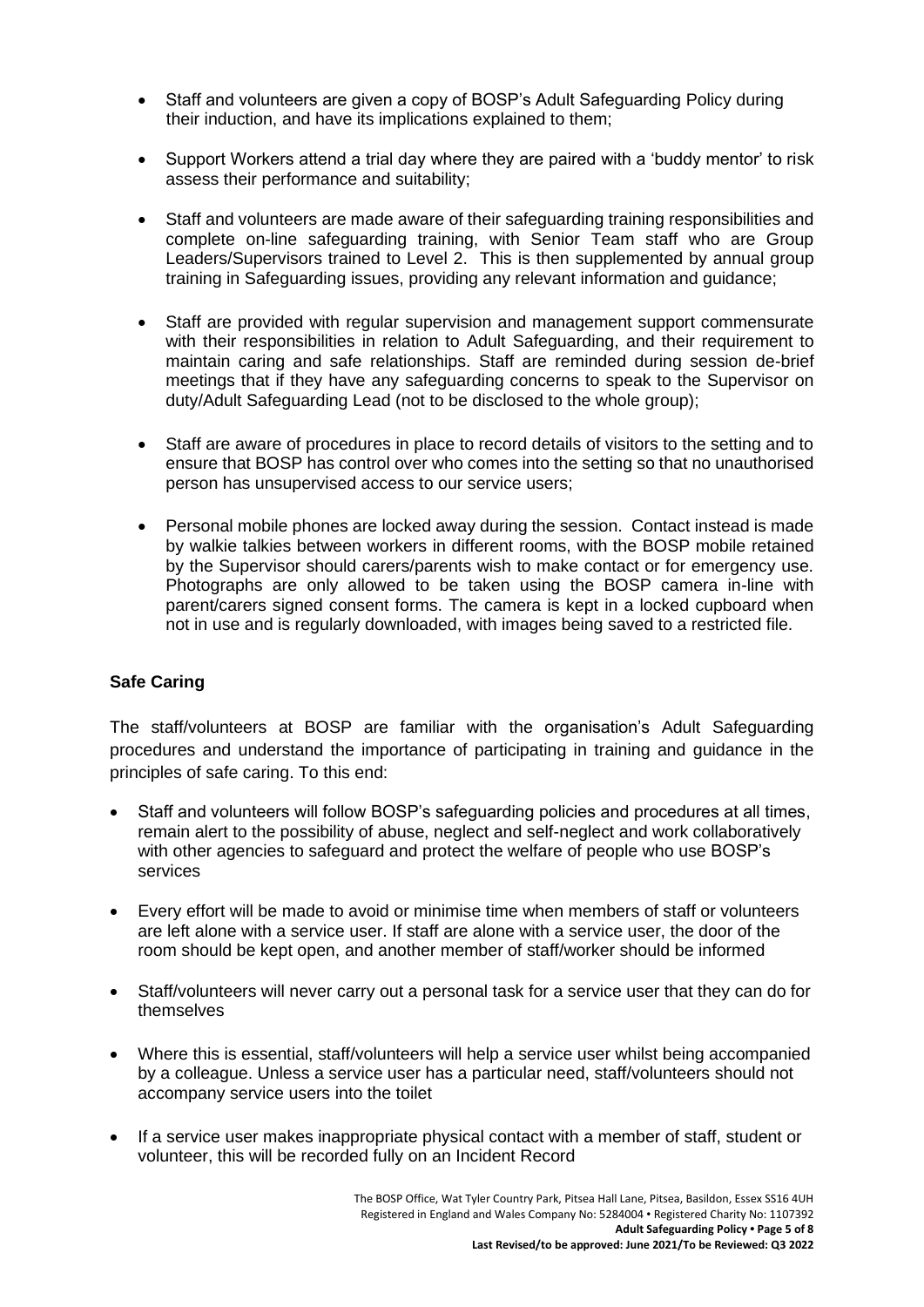- Staff and volunteers are given a copy of BOSP's Adult Safeguarding Policy during their induction, and have its implications explained to them;

- Support Workers attend a trial day where they are paired with a 'buddy mentor' to risk assess their performance and suitability;

- Staff and volunteers are made aware of their safeguarding training responsibilities and complete on-line safeguarding training, with Senior Team staff who are Group Leaders/Supervisors trained to Level 2. This is then supplemented by annual group training in Safeguarding issues, providing any relevant information and guidance;

- Staff are provided with regular supervision and management support commensurate with their responsibilities in relation to Adult Safeguarding, and their requirement to maintain caring and safe relationships. Staff are reminded during session de-brief meetings that if they have any safeguarding concerns to speak to the Supervisor on duty/Adult Safeguarding Lead (not to be disclosed to the whole group);

- Staff are aware of procedures in place to record details of visitors to the setting and to ensure that BOSP has control over who comes into the setting so that no unauthorised person has unsupervised access to our service users;

- Personal mobile phones are locked away during the session. Contact instead is made by walkie talkies between workers in different rooms, with the BOSP mobile retained by the Supervisor should carers/parents wish to make contact or for emergency use. Photographs are only allowed to be taken using the BOSP camera in-line with parent/carers signed consent forms. The camera is kept in a locked cupboard when not in use and is regularly downloaded, with images being saved to a restricted file.

**Safe Caring**

The staff/volunteers at BOSP are familiar with the organisation's Adult Safeguarding procedures and understand the importance of participating in training and guidance in the principles of safe caring. To this end:

- Staff and volunteers will follow BOSP's safeguarding policies and procedures at all times, remain alert to the possibility of abuse, neglect and self-neglect and work collaboratively with other agencies to safeguard and protect the welfare of people who use BOSP's services

- Every effort will be made to avoid or minimise time when members of staff or volunteers are left alone with a service user. If staff are alone with a service user, the door of the room should be kept open, and another member of staff/worker should be informed

- Staff/volunteers will never carry out a personal task for a service user that they can do for themselves

- Where this is essential, staff/volunteers will help a service user whilst being accompanied by a colleague. Unless a service user has a particular need, staff/volunteers should not accompany service users into the toilet

- If a service user makes inappropriate physical contact with a member of staff, student or volunteer, this will be recorded fully on an Incident Record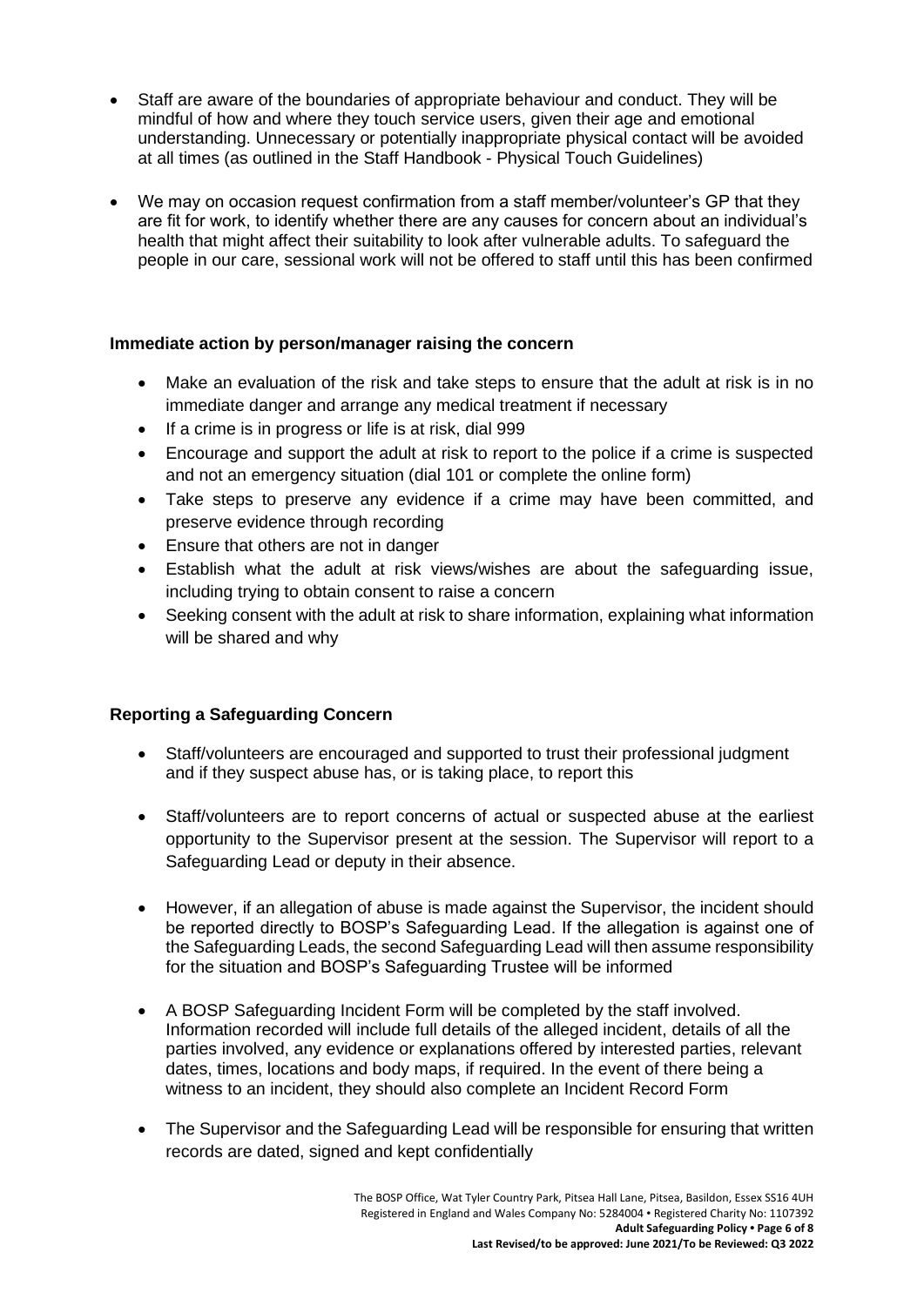- Staff are aware of the boundaries of appropriate behaviour and conduct. They will be mindful of how and where they touch service users, given their age and emotional understanding. Unnecessary or potentially inappropriate physical contact will be avoided at all times (as outlined in the Staff Handbook - Physical Touch Guidelines)

- We may on occasion request confirmation from a staff member/volunteer's GP that they are fit for work, to identify whether there are any causes for concern about an individual's health that might affect their suitability to look after vulnerable adults. To safeguard the people in our care, sessional work will not be offered to staff until this has been confirmed

**Immediate action by person/manager raising the concern**

- Make an evaluation of the risk and take steps to ensure that the adult at risk is in no immediate danger and arrange any medical treatment if necessary
- If a crime is in progress or life is at risk, dial 999
- Encourage and support the adult at risk to report to the police if a crime is suspected and not an emergency situation (dial 101 or complete the online form)
- Take steps to preserve any evidence if a crime may have been committed, and preserve evidence through recording
- Ensure that others are not in danger
- Establish what the adult at risk views/wishes are about the safeguarding issue, including trying to obtain consent to raise a concern
- Seeking consent with the adult at risk to share information, explaining what information will be shared and why

**Reporting a Safeguarding Concern**

- Staff/volunteers are encouraged and supported to trust their professional judgment and if they suspect abuse has, or is taking place, to report this

- Staff/volunteers are to report concerns of actual or suspected abuse at the earliest opportunity to the Supervisor present at the session. The Supervisor will report to a Safeguarding Lead or deputy in their absence.

- However, if an allegation of abuse is made against the Supervisor, the incident should be reported directly to BOSP's Safeguarding Lead. If the allegation is against one of the Safeguarding Leads, the second Safeguarding Lead will then assume responsibility for the situation and BOSP's Safeguarding Trustee will be informed

- A BOSP Safeguarding Incident Form will be completed by the staff involved. Information recorded will include full details of the alleged incident, details of all the parties involved, any evidence or explanations offered by interested parties, relevant dates, times, locations and body maps, if required. In the event of there being a witness to an incident, they should also complete an Incident Record Form

- The Supervisor and the Safeguarding Lead will be responsible for ensuring that written records are dated, signed and kept confidentially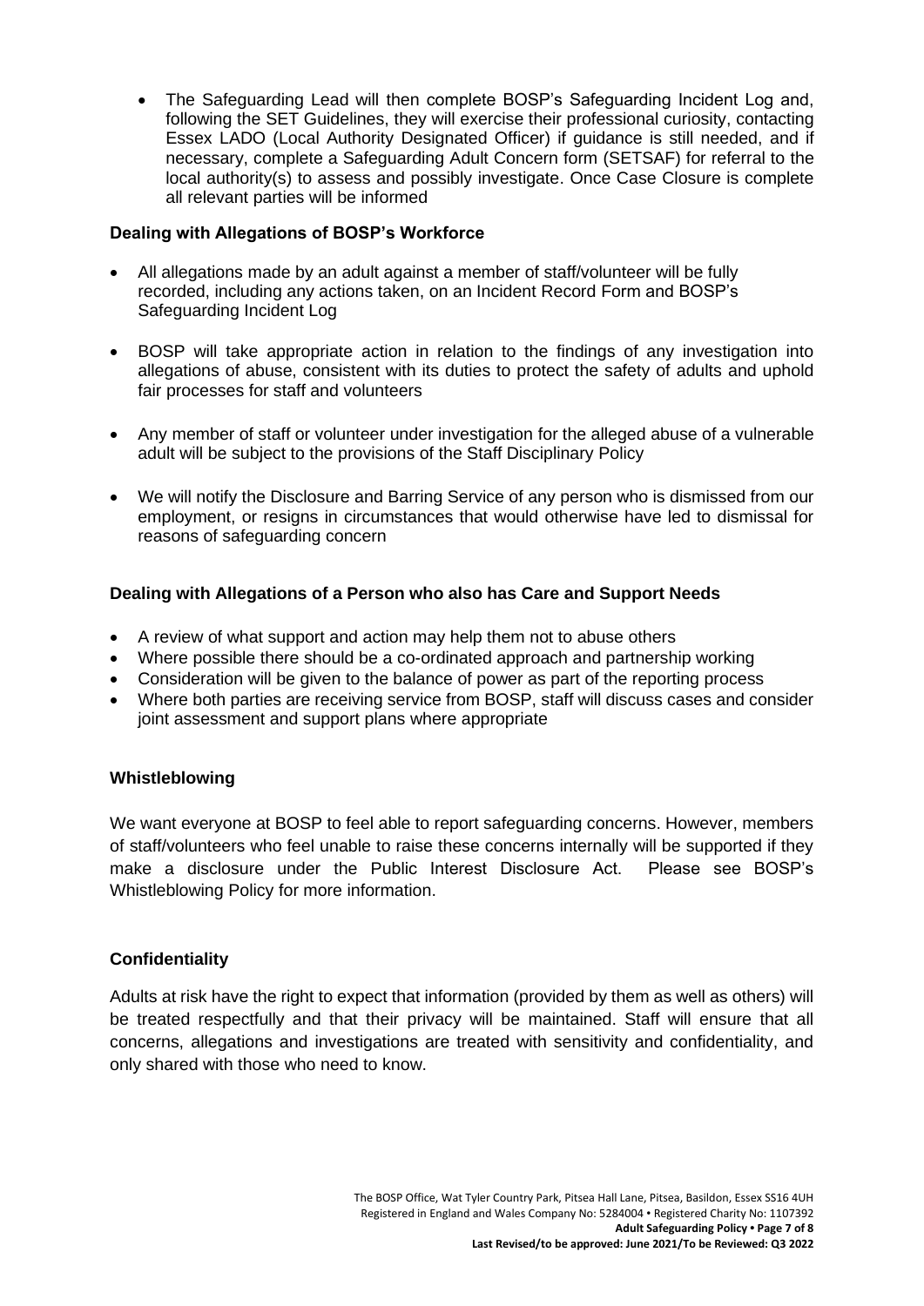- The Safeguarding Lead will then complete BOSP's Safeguarding Incident Log and, following the SET Guidelines, they will exercise their professional curiosity, contacting Essex LADO (Local Authority Designated Officer) if guidance is still needed, and if necessary, complete a Safeguarding Adult Concern form (SETSAF) for referral to the local authority(s) to assess and possibly investigate. Once Case Closure is complete all relevant parties will be informed

**Dealing with Allegations of BOSP's Workforce**

- All allegations made by an adult against a member of staff/volunteer will be fully recorded, including any actions taken, on an Incident Record Form and BOSP's Safeguarding Incident Log
- BOSP will take appropriate action in relation to the findings of any investigation into allegations of abuse, consistent with its duties to protect the safety of adults and uphold fair processes for staff and volunteers
- Any member of staff or volunteer under investigation for the alleged abuse of a vulnerable adult will be subject to the provisions of the Staff Disciplinary Policy
- We will notify the Disclosure and Barring Service of any person who is dismissed from our employment, or resigns in circumstances that would otherwise have led to dismissal for reasons of safeguarding concern

**Dealing with Allegations of a Person who also has Care and Support Needs**

- A review of what support and action may help them not to abuse others
- Where possible there should be a co-ordinated approach and partnership working
- Consideration will be given to the balance of power as part of the reporting process
- Where both parties are receiving service from BOSP, staff will discuss cases and consider joint assessment and support plans where appropriate

**Whistleblowing**

We want everyone at BOSP to feel able to report safeguarding concerns. However, members of staff/volunteers who feel unable to raise these concerns internally will be supported if they make a disclosure under the Public Interest Disclosure Act. Please see BOSP's Whistleblowing Policy for more information.

**Confidentiality**

Adults at risk have the right to expect that information (provided by them as well as others) will be treated respectfully and that their privacy will be maintained. Staff will ensure that all concerns, allegations and investigations are treated with sensitivity and confidentiality, and only shared with those who need to know.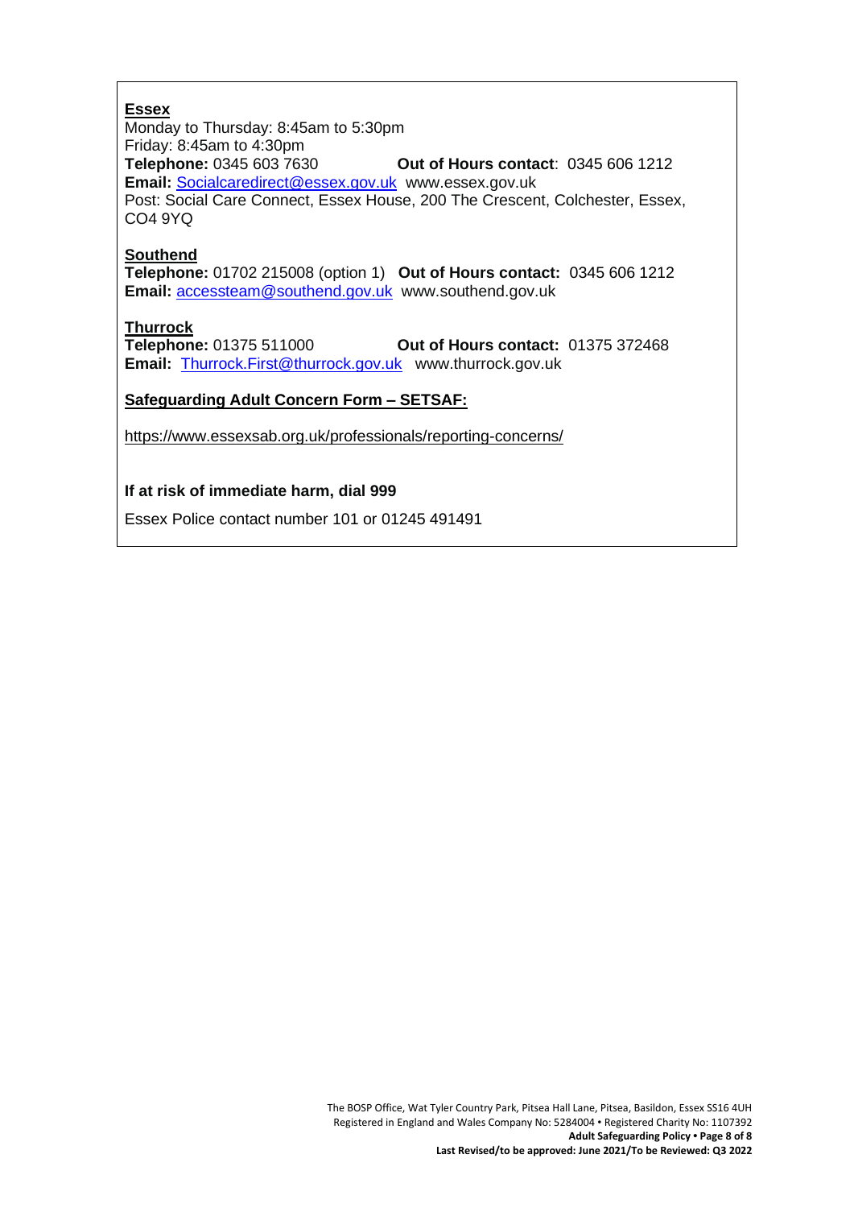**Essex**

Monday to Thursday: 8:45am to 5:30pm
Friday: 8:45am to 4:30pm
**Telephone:** 0345 603 7630 **Out of Hours contact**: 0345 606 1212
**Email:** Socialcaredirect@essex.gov.uk www.essex.gov.uk
Post: Social Care Connect, Essex House, 200 The Crescent, Colchester, Essex, CO4 9YQ

**Southend**

**Telephone:** 01702 215008 (option 1) **Out of Hours contact:** 0345 606 1212
**Email:** accessteam@southend.gov.uk www.southend.gov.uk

**Thurrock**

**Telephone:** 01375 511000 **Out of Hours contact:** 01375 372468
**Email:** Thurrock.First@thurrock.gov.uk www.thurrock.gov.uk

**Safeguarding Adult Concern Form – SETSAF:**

https://www.essexsab.org.uk/professionals/reporting-concerns/

**If at risk of immediate harm, dial 999**

Essex Police contact number 101 or 01245 491491